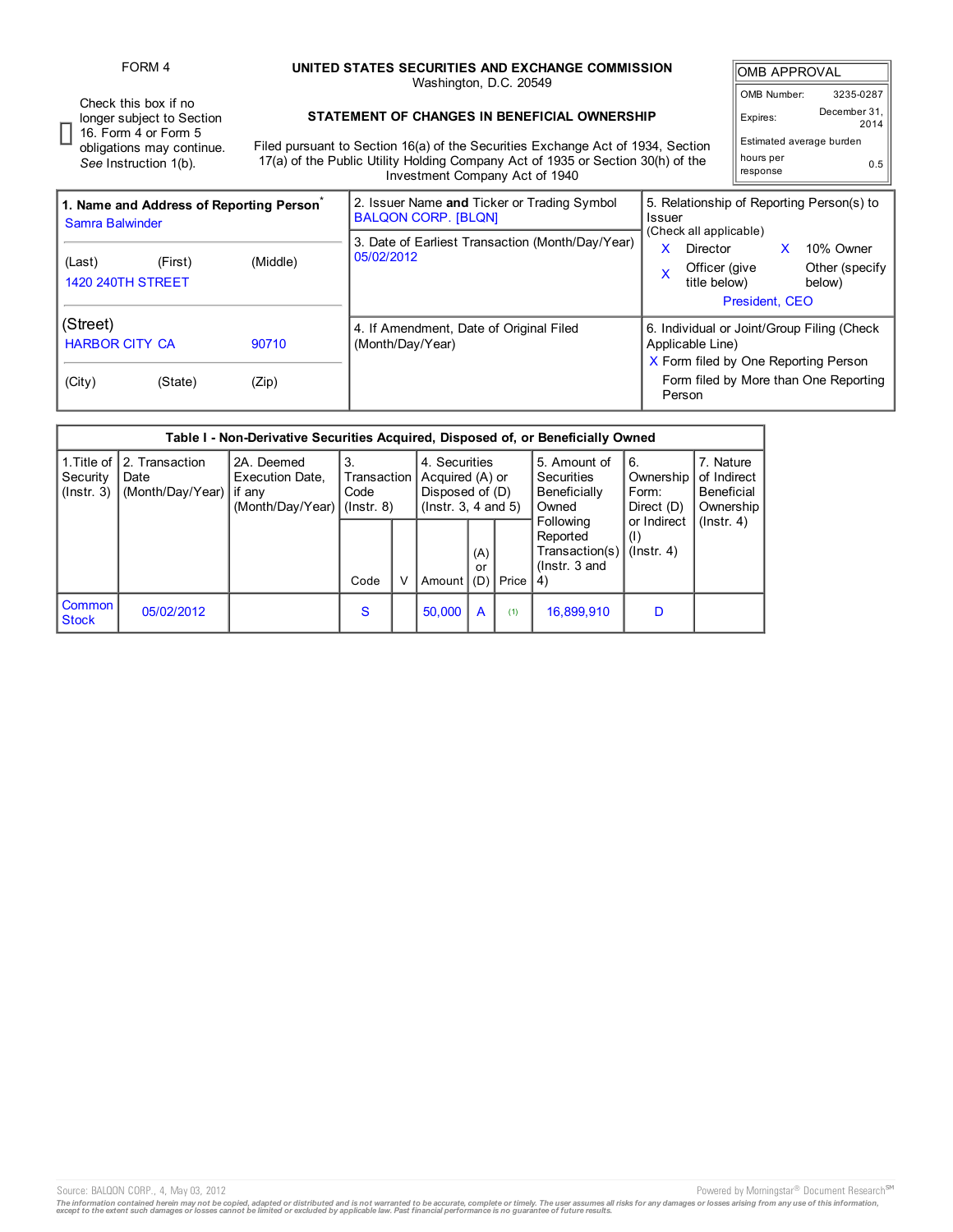FORM 4

☐ Check this box if no longer subject to Section 16. Form 4 or Form 5 obligations may continue. *See* Instruction 1(b).

# UNITED STATES SECURITIES AND EXCHANGE COMMISSION

Washington, D.C. 20549

## STATEMENT OF CHANGES IN BENEFICIAL OWNERSHIP

Filed pursuant to Section 16(a) of the Securities Exchange Act of 1934, Section 17(a) of the Public Utility Holding Company Act of 1935 or Section 30(h) of the Investment Company Act of 1940

| OMB APPROVAL | |
|---|---|
| OMB Number: | 3235-0287 |
| Expires: | December 31, 2014 |
| Estimated average burden hours per response | 0.5 |

| 1. Name and Address of Reporting Person* | 2. Issuer Name **and** Ticker or Trading Symbol | 5. Relationship of Reporting Person(s) to Issuer (Check all applicable) |
|---|---|---|
| Samra Balwinder | BALQON CORP. [BLQN] | X Director X 10% Owner |
| (Last) (First) (Middle) | 3. Date of Earliest Transaction (Month/Day/Year) | X Officer (give title below) Other (specify below) |
| 1420 240TH STREET | 05/02/2012 | President, CEO |
| (Street) | 4. If Amendment, Date of Original Filed (Month/Day/Year) | 6. Individual or Joint/Group Filing (Check Applicable Line) |
| HARBOR CITY CA 90710 | | X Form filed by One Reporting Person |
| (City) (State) (Zip) | | Form filed by More than One Reporting Person |

| Table I - Non-Derivative Securities Acquired, Disposed of, or Beneficially Owned | | | | | | | | | | |
|---|---|---|---|---|---|---|---|---|---|---|
| 1.Title of Security (Instr. 3) | 2. Transaction Date (Month/Day/Year) | 2A. Deemed Execution Date, if any (Month/Day/Year) | 3. Transaction Code (Instr. 8) | | 4. Securities Acquired (A) or Disposed of (D) (Instr. 3, 4 and 5) | | | 5. Amount of Securities Beneficially Owned Following Reported Transaction(s) (Instr. 3 and 4) | 6. Ownership Form: Direct (D) or Indirect (I) (Instr. 4) | 7. Nature of Indirect Beneficial Ownership (Instr. 4) |
| | | | Code | V | Amount | (A) or (D) | Price | | | |
| Common Stock | 05/02/2012 | | S | | 50,000 | A | (1) | 16,899,910 | D | |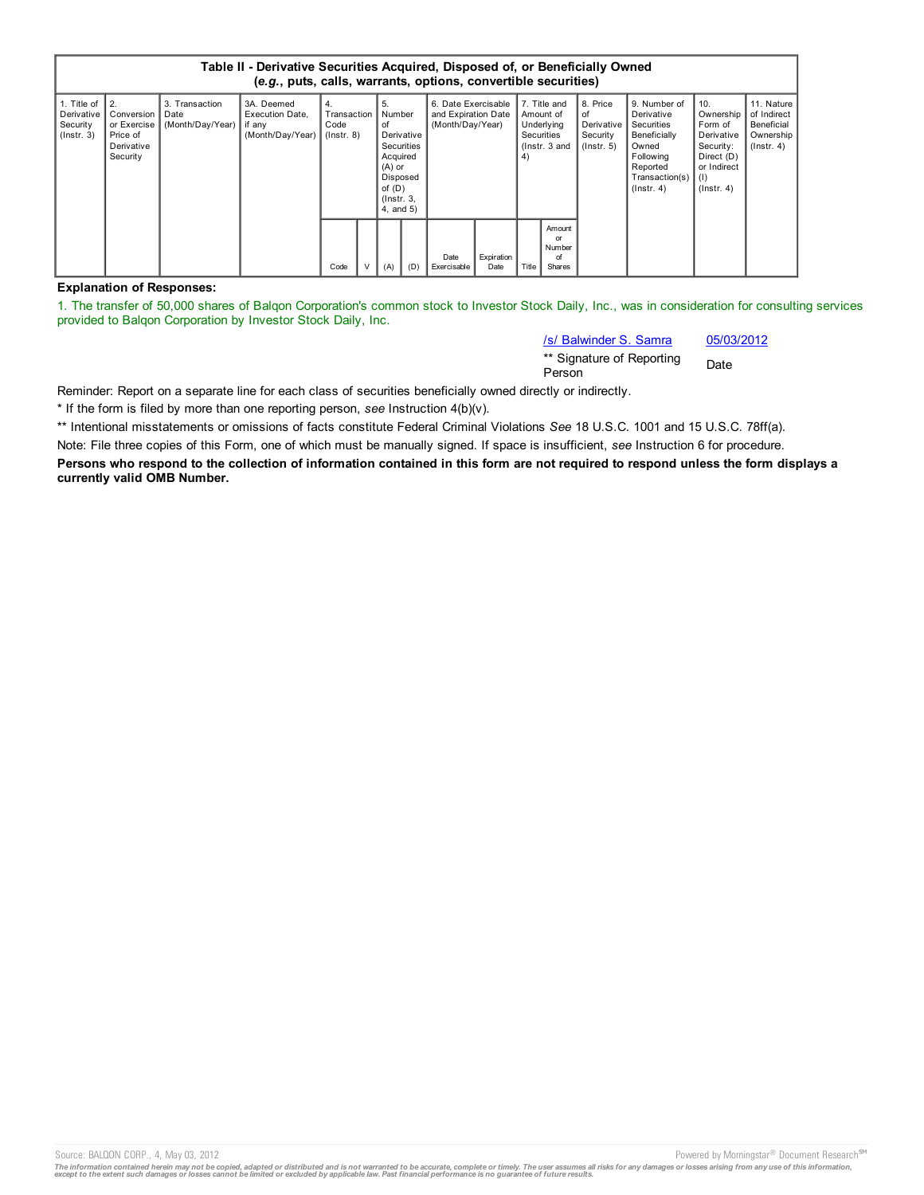| Table II - Derivative Securities Acquired, Disposed of, or Beneficially Owned (*e.g.*, puts, calls, warrants, options, convertible securities) | | | | | | | | | | | | | | | |
|---|---|---|---|---|---|---|---|---|---|---|---|---|---|---|---|
| 1. Title of Derivative Security (Instr. 3) | 2. Conversion or Exercise Price of Derivative Security | 3. Transaction Date (Month/Day/Year) | 3A. Deemed Execution Date, if any (Month/Day/Year) | 4. Transaction Code (Instr. 8) | | 5. Number of Derivative Securities Acquired (A) or Disposed of (D) (Instr. 3, 4, and 5) | | 6. Date Exercisable and Expiration Date (Month/Day/Year) | | 7. Title and Amount of Underlying Securities (Instr. 3 and 4) | | 8. Price of Derivative Security (Instr. 5) | 9. Number of Derivative Securities Beneficially Owned Following Reported Transaction(s) (Instr. 4) | 10. Ownership Form of Derivative Security: Direct (D) or Indirect (I) (Instr. 4) | 11. Nature of Indirect Beneficial Ownership (Instr. 4) |
| | | | | Code | V | (A) | (D) | Date Exercisable | Expiration Date | Title | Amount or Number of Shares | | | | |

**Explanation of Responses:**

1. The transfer of 50,000 shares of Balqon Corporation's common stock to Investor Stock Daily, Inc., was in consideration for consulting services provided to Balqon Corporation by Investor Stock Daily, Inc.

| | |
|---|---|
| /s/ Balwinder S. Samra | 05/03/2012 |
| ** Signature of Reporting Person | Date |

Reminder: Report on a separate line for each class of securities beneficially owned directly or indirectly.

* If the form is filed by more than one reporting person, *see* Instruction 4(b)(v).

** Intentional misstatements or omissions of facts constitute Federal Criminal Violations *See* 18 U.S.C. 1001 and 15 U.S.C. 78ff(a).

Note: File three copies of this Form, one of which must be manually signed. If space is insufficient, *see* Instruction 6 for procedure.

**Persons who respond to the collection of information contained in this form are not required to respond unless the form displays a currently valid OMB Number.**